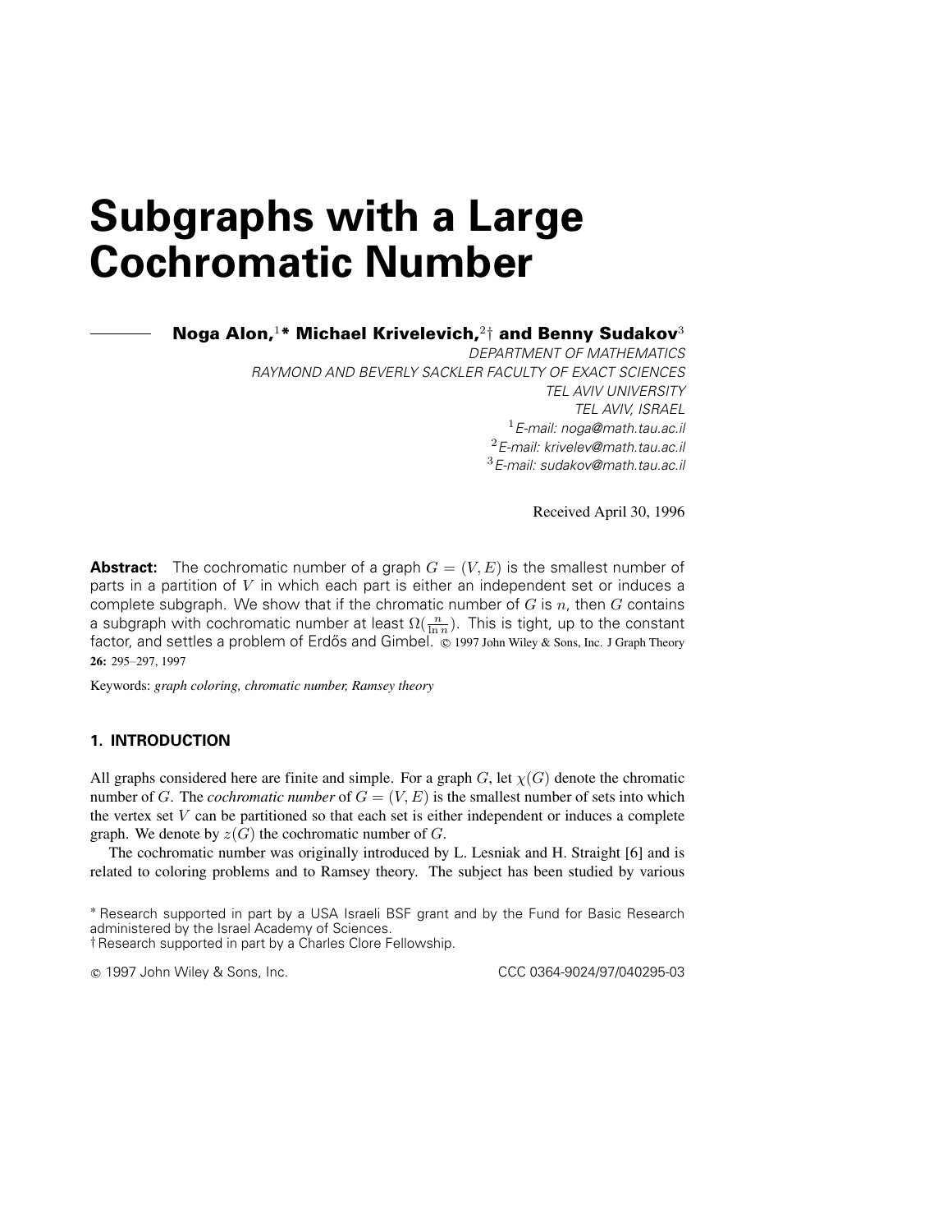# Subgraphs with a Large Cochromatic Number

**Noga Alon,[1]* Michael Krivelevich,[2]† and Benny Sudakov[3]**

*DEPARTMENT OF MATHEMATICS*
*RAYMOND AND BEVERLY SACKLER FACULTY OF EXACT SCIENCES*
*TEL AVIV UNIVERSITY*
*TEL AVIV, ISRAEL*
[1] *E-mail: noga@math.tau.ac.il*
[2] *E-mail: krivelev@math.tau.ac.il*
[3] *E-mail: sudakov@math.tau.ac.il*

Received April 30, 1996

**Abstract:** The cochromatic number of a graph $G = (V, E)$ is the smallest number of parts in a partition of $V$ in which each part is either an independent set or induces a complete subgraph. We show that if the chromatic number of $G$ is $n$, then $G$ contains a subgraph with cochromatic number at least $\Omega(\frac{n}{\ln n})$. This is tight, up to the constant factor, and settles a problem of Erdős and Gimbel. © 1997 John Wiley & Sons, Inc. J Graph Theory **26:** 295–297, 1997

Keywords: *graph coloring, chromatic number, Ramsey theory*

## 1. INTRODUCTION

All graphs considered here are finite and simple. For a graph $G$, let $\chi(G)$ denote the chromatic number of $G$. The *cochromatic number* of $G = (V, E)$ is the smallest number of sets into which the vertex set $V$ can be partitioned so that each set is either independent or induces a complete graph. We denote by $z(G)$ the cochromatic number of $G$.

The cochromatic number was originally introduced by L. Lesniak and H. Straight [6] and is related to coloring problems and to Ramsey theory. The subject has been studied by various

\* Research supported in part by a USA Israeli BSF grant and by the Fund for Basic Research administered by the Israel Academy of Sciences.
† Research supported in part by a Charles Clore Fellowship.

© 1997 John Wiley & Sons, Inc. CCC 0364-9024/97/040295-03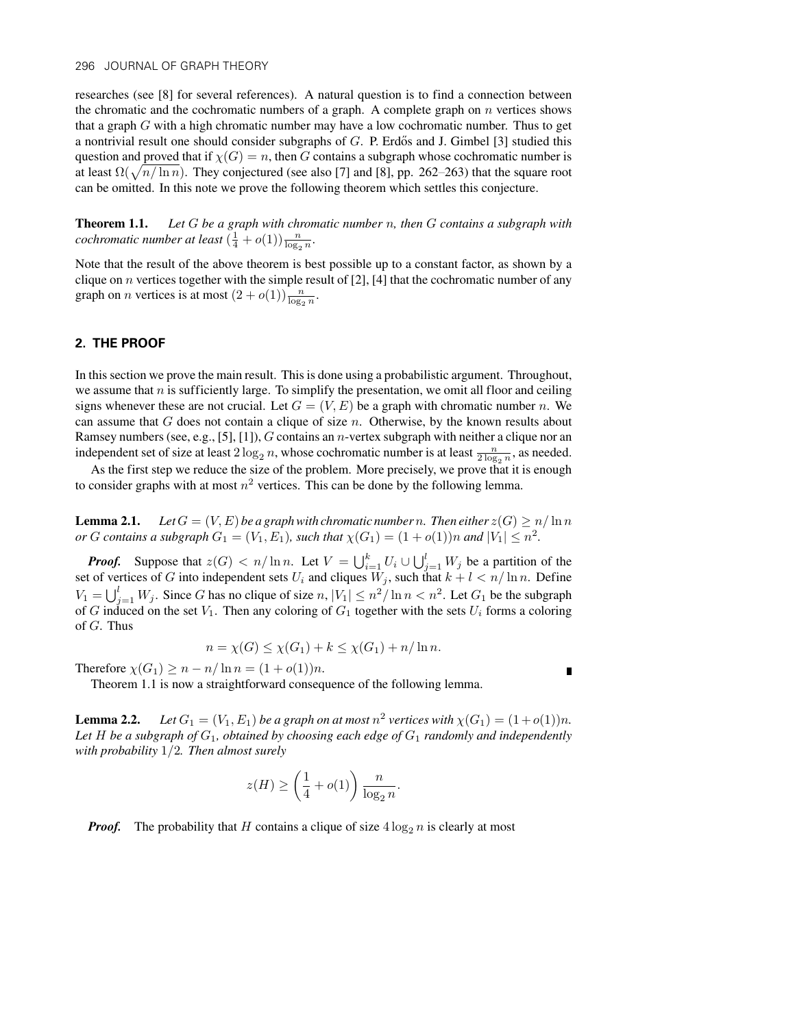researches (see [8] for several references). A natural question is to find a connection between the chromatic and the cochromatic numbers of a graph. A complete graph on $n$ vertices shows that a graph $G$ with a high chromatic number may have a low cochromatic number. Thus to get a nontrivial result one should consider subgraphs of $G$. P. Erdős and J. Gimbel [3] studied this question and proved that if $\chi(G) = n$, then $G$ contains a subgraph whose cochromatic number is at least $\Omega(\sqrt{n/\ln n})$. They conjectured (see also [7] and [8], pp. 262–263) that the square root can be omitted. In this note we prove the following theorem which settles this conjecture.

**Theorem 1.1.** *Let $G$ be a graph with chromatic number $n$, then $G$ contains a subgraph with cochromatic number at least $(\frac{1}{4} + o(1))\frac{n}{\log_2 n}$.*

Note that the result of the above theorem is best possible up to a constant factor, as shown by a clique on $n$ vertices together with the simple result of [2], [4] that the cochromatic number of any graph on $n$ vertices is at most $(2 + o(1))\frac{n}{\log_2 n}$.

## 2. THE PROOF

In this section we prove the main result. This is done using a probabilistic argument. Throughout, we assume that $n$ is sufficiently large. To simplify the presentation, we omit all floor and ceiling signs whenever these are not crucial. Let $G = (V, E)$ be a graph with chromatic number $n$. We can assume that $G$ does not contain a clique of size $n$. Otherwise, by the known results about Ramsey numbers (see, e.g., [5], [1]), $G$ contains an $n$-vertex subgraph with neither a clique nor an independent set of size at least $2\log_2 n$, whose cochromatic number is at least $\frac{n}{2\log_2 n}$, as needed.

As the first step we reduce the size of the problem. More precisely, we prove that it is enough to consider graphs with at most $n^2$ vertices. This can be done by the following lemma.

**Lemma 2.1.** *Let $G = (V, E)$ be a graph with chromatic number $n$. Then either $z(G) \geq n/\ln n$ or $G$ contains a subgraph $G_1 = (V_1, E_1)$, such that $\chi(G_1) = (1 + o(1))n$ and $|V_1| \leq n^2$.*

***Proof.*** Suppose that $z(G) < n/\ln n$. Let $V = \bigcup_{i=1}^{k} U_i \cup \bigcup_{j=1}^{l} W_j$ be a partition of the set of vertices of $G$ into independent sets $U_i$ and cliques $W_j$, such that $k + l < n/\ln n$. Define $V_1 = \bigcup_{j=1}^{l} W_j$. Since $G$ has no clique of size $n$, $|V_1| \leq n^2/\ln n < n^2$. Let $G_1$ be the subgraph of $G$ induced on the set $V_1$. Then any coloring of $G_1$ together with the sets $U_i$ forms a coloring of $G$. Thus

$$n = \chi(G) \leq \chi(G_1) + k \leq \chi(G_1) + n/\ln n.$$

Therefore $\chi(G_1) \geq n - n/\ln n = (1 + o(1))n$. ∎

Theorem 1.1 is now a straightforward consequence of the following lemma.

**Lemma 2.2.** *Let $G_1 = (V_1, E_1)$ be a graph on at most $n^2$ vertices with $\chi(G_1) = (1 + o(1))n$. Let $H$ be a subgraph of $G_1$, obtained by choosing each edge of $G_1$ randomly and independently with probability $1/2$. Then almost surely*

$$z(H) \geq \left(\frac{1}{4} + o(1)\right)\frac{n}{\log_2 n}.$$

***Proof.*** The probability that $H$ contains a clique of size $4\log_2 n$ is clearly at most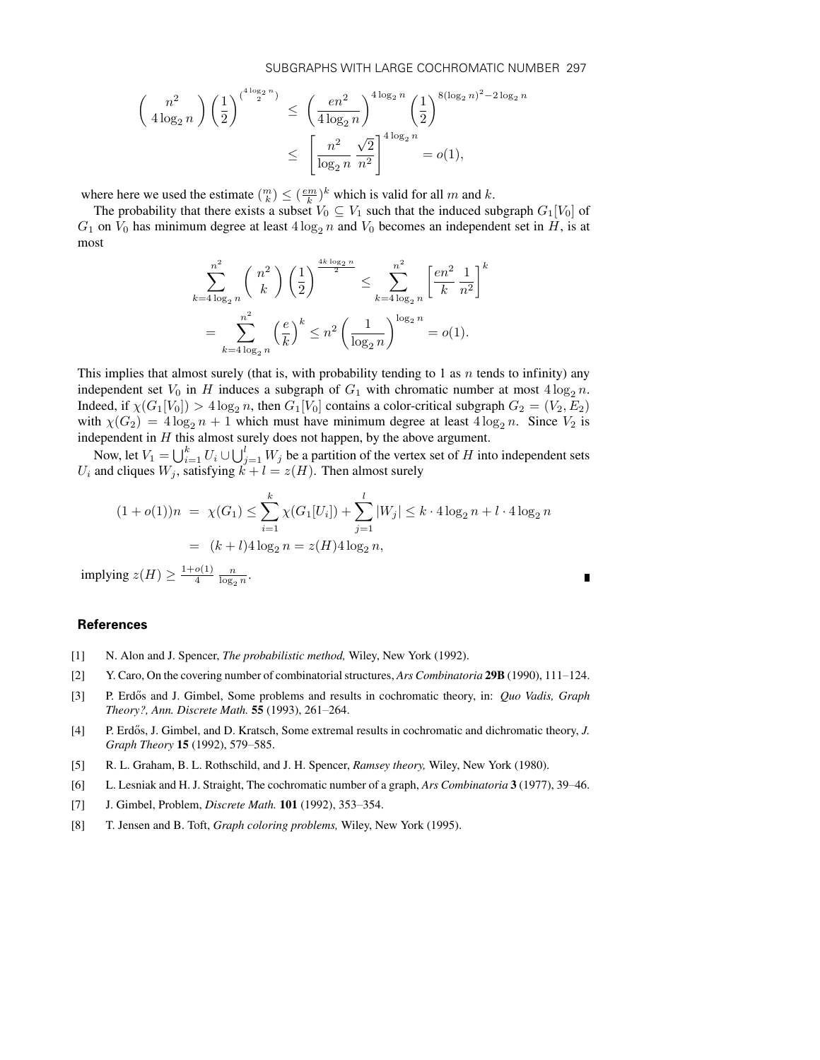$$\binom{n^2}{4\log_2 n}\left(\frac{1}{2}\right)^{\binom{4\log_2 n}{2}} \leq \left(\frac{en^2}{4\log_2 n}\right)^{4\log_2 n}\left(\frac{1}{2}\right)^{8(\log_2 n)^2 - 2\log_2 n}$$
$$\leq \left[\frac{n^2}{\log_2 n}\,\frac{\sqrt{2}}{n^2}\right]^{4\log_2 n} = o(1),$$

where here we used the estimate $\binom{m}{k} \leq (\frac{em}{k})^k$ which is valid for all $m$ and $k$.

The probability that there exists a subset $V_0 \subseteq V_1$ such that the induced subgraph $G_1[V_0]$ of $G_1$ on $V_0$ has minimum degree at least $4\log_2 n$ and $V_0$ becomes an independent set in $H$, is at most

$$\sum_{k=4\log_2 n}^{n^2} \binom{n^2}{k}\left(\frac{1}{2}\right)^{\frac{4k\log_2 n}{2}} \leq \sum_{k=4\log_2 n}^{n^2}\left[\frac{en^2}{k}\,\frac{1}{n^2}\right]^k$$
$$= \sum_{k=4\log_2 n}^{n^2}\left(\frac{e}{k}\right)^k \leq n^2\left(\frac{1}{\log_2 n}\right)^{\log_2 n} = o(1).$$

This implies that almost surely (that is, with probability tending to 1 as $n$ tends to infinity) any independent set $V_0$ in $H$ induces a subgraph of $G_1$ with chromatic number at most $4\log_2 n$. Indeed, if $\chi(G_1[V_0]) > 4\log_2 n$, then $G_1[V_0]$ contains a color-critical subgraph $G_2 = (V_2, E_2)$ with $\chi(G_2) = 4\log_2 n + 1$ which must have minimum degree at least $4\log_2 n$. Since $V_2$ is independent in $H$ this almost surely does not happen, by the above argument.

Now, let $V_1 = \bigcup_{i=1}^{k} U_i \cup \bigcup_{j=1}^{l} W_j$ be a partition of the vertex set of $H$ into independent sets $U_i$ and cliques $W_j$, satisfying $k + l = z(H)$. Then almost surely

$$(1+o(1))n = \chi(G_1) \leq \sum_{i=1}^{k}\chi(G_1[U_i]) + \sum_{j=1}^{l}|W_j| \leq k\cdot 4\log_2 n + l\cdot 4\log_2 n$$
$$= (k+l)4\log_2 n = z(H)4\log_2 n,$$

implying $z(H) \geq \frac{1+o(1)}{4}\,\frac{n}{\log_2 n}$. ∎

## References

[1] N. Alon and J. Spencer, *The probabilistic method,* Wiley, New York (1992).

[2] Y. Caro, On the covering number of combinatorial structures, *Ars Combinatoria* **29B** (1990), 111–124.

[3] P. Erdős and J. Gimbel, Some problems and results in cochromatic theory, in: *Quo Vadis, Graph Theory?, Ann. Discrete Math.* **55** (1993), 261–264.

[4] P. Erdős, J. Gimbel, and D. Kratsch, Some extremal results in cochromatic and dichromatic theory, *J. Graph Theory* **15** (1992), 579–585.

[5] R. L. Graham, B. L. Rothschild, and J. H. Spencer, *Ramsey theory,* Wiley, New York (1980).

[6] L. Lesniak and H. J. Straight, The cochromatic number of a graph, *Ars Combinatoria* **3** (1977), 39–46.

[7] J. Gimbel, Problem, *Discrete Math.* **101** (1992), 353–354.

[8] T. Jensen and B. Toft, *Graph coloring problems,* Wiley, New York (1995).